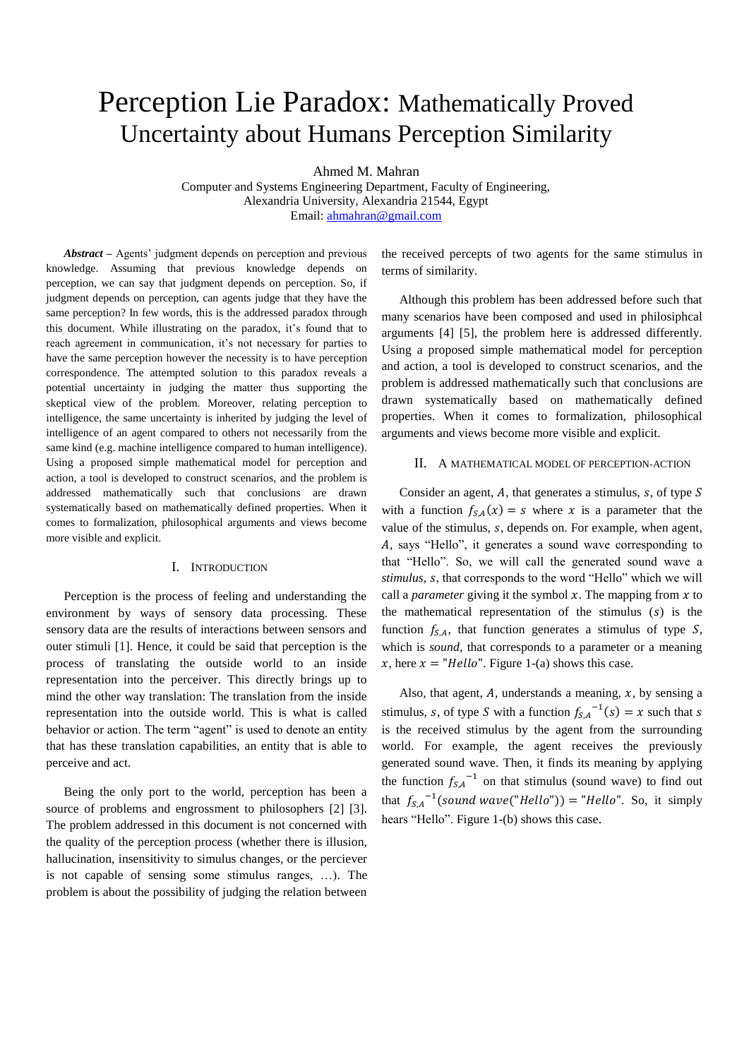# Perception Lie Paradox: Mathematically Proved Uncertainty about Humans Perception Similarity

Ahmed M. Mahran

Computer and Systems Engineering Department, Faculty of Engineering,
Alexandria University, Alexandria 21544, Egypt
Email: ahmahran@gmail.com

***Abstract*** **–** Agents' judgment depends on perception and previous knowledge. Assuming that previous knowledge depends on perception, we can say that judgment depends on perception. So, if judgment depends on perception, can agents judge that they have the same perception? In few words, this is the addressed paradox through this document. While illustrating on the paradox, it's found that to reach agreement in communication, it's not necessary for parties to have the same perception however the necessity is to have perception correspondence. The attempted solution to this paradox reveals a potential uncertainty in judging the matter thus supporting the skeptical view of the problem. Moreover, relating perception to intelligence, the same uncertainty is inherited by judging the level of intelligence of an agent compared to others not necessarily from the same kind (e.g. machine intelligence compared to human intelligence). Using a proposed simple mathematical model for perception and action, a tool is developed to construct scenarios, and the problem is addressed mathematically such that conclusions are drawn systematically based on mathematically defined properties. When it comes to formalization, philosophical arguments and views become more visible and explicit.

## I. Introduction

Perception is the process of feeling and understanding the environment by ways of sensory data processing. These sensory data are the results of interactions between sensors and outer stimuli [1]. Hence, it could be said that perception is the process of translating the outside world to an inside representation into the perceiver. This directly brings up to mind the other way translation: The translation from the inside representation into the outside world. This is what is called behavior or action. The term "agent" is used to denote an entity that has these translation capabilities, an entity that is able to perceive and act.

Being the only port to the world, perception has been a source of problems and engrossment to philosophers [2] [3]. The problem addressed in this document is not concerned with the quality of the perception process (whether there is illusion, hallucination, insensitivity to simulus changes, or the perciever is not capable of sensing some stimulus ranges, …). The problem is about the possibility of judging the relation between the received percepts of two agents for the same stimulus in terms of similarity.

Although this problem has been addressed before such that many scenarios have been composed and used in philosiphcal arguments [4] [5], the problem here is addressed differently. Using a proposed simple mathematical model for perception and action, a tool is developed to construct scenarios, and the problem is addressed mathematically such that conclusions are drawn systematically based on mathematically defined properties. When it comes to formalization, philosophical arguments and views become more visible and explicit.

## II. A Mathematical Model of Perception-Action

Consider an agent, $A$, that generates a stimulus, $s$, of type $S$ with a function $f_{S,A}(x) = s$ where $x$ is a parameter that the value of the stimulus, $s$, depends on. For example, when agent, $A$, says "Hello", it generates a sound wave corresponding to that "Hello". So, we will call the generated sound wave a *stimulus*, $s$, that corresponds to the word "Hello" which we will call a *parameter* giving it the symbol $x$. The mapping from $x$ to the mathematical representation of the stimulus ($s$) is the function $f_{S,A}$, that function generates a stimulus of type $S$, which is *sound*, that corresponds to a parameter or a meaning $x$, here $x = "Hello"$. Figure 1-(a) shows this case.

Also, that agent, $A$, understands a meaning, $x$, by sensing a stimulus, $s$, of type $S$ with a function ${f_{S,A}}^{-1}(s) = x$ such that $s$ is the received stimulus by the agent from the surrounding world. For example, the agent receives the previously generated sound wave. Then, it finds its meaning by applying the function ${f_{S,A}}^{-1}$ on that stimulus (sound wave) to find out that ${f_{S,A}}^{-1}(sound\ wave("Hello")) = "Hello"$. So, it simply hears "Hello". Figure 1-(b) shows this case.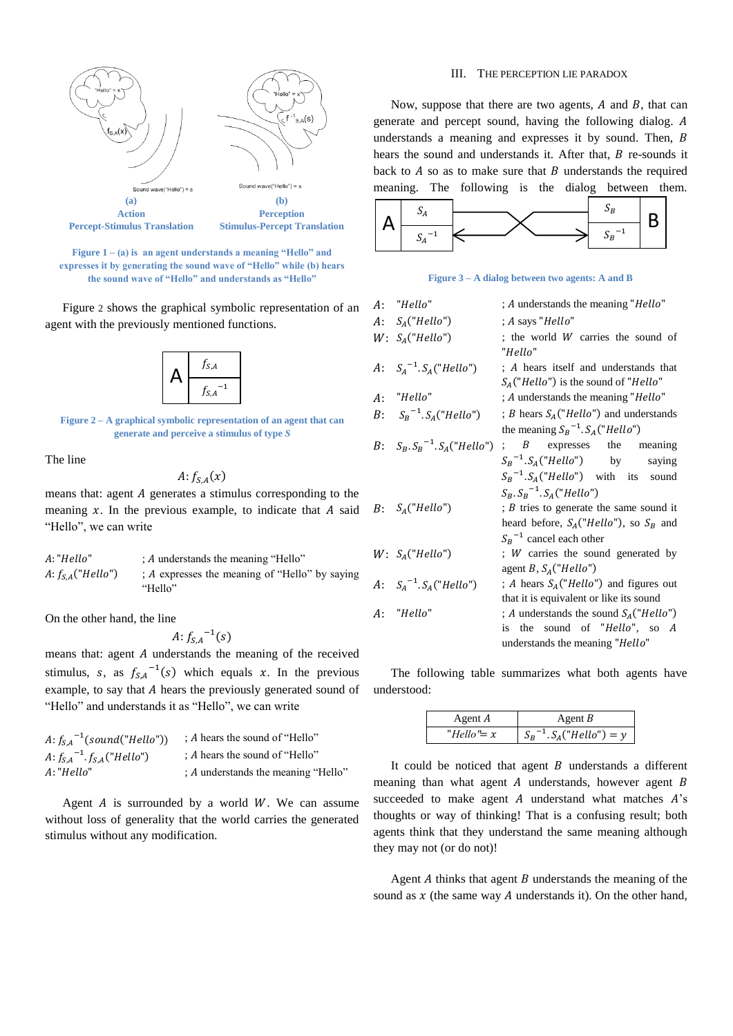(a)
Action
Percept-Stimulus Translation

(b)
Perception
Stimulus-Percept Translation

Figure 1 – (a) is an agent understands a meaning "Hello" and expresses it by generating the sound wave of "Hello" while (b) hears the sound wave of "Hello" and understands as "Hello"

Figure 2 shows the graphical symbolic representation of an agent with the previously mentioned functions.

Figure 2 – A graphical symbolic representation of an agent that can generate and perceive a stimulus of type $S$

The line

$$A: f_{S,A}(x)$$

means that: agent $A$ generates a stimulus corresponding to the meaning $x$. In the previous example, to indicate that $A$ said "Hello", we can write

| | |
|---|---|
| $A$: "Hello" | ; $A$ understands the meaning "Hello" |
| $A$: $f_{S,A}$("Hello") | ; $A$ expresses the meaning of "Hello" by saying "Hello" |

On the other hand, the line

$$A: f_{S,A}{}^{-1}(s)$$

means that: agent $A$ understands the meaning of the received stimulus, $s$, as $f_{S,A}{}^{-1}(s)$ which equals $x$. In the previous example, to say that $A$ hears the previously generated sound of "Hello" and understands it as "Hello", we can write

| | |
|---|---|
| $A$: $f_{S,A}{}^{-1}(sound(\text{"Hello"}))$ | ; $A$ hears the sound of "Hello" |
| $A$: $f_{S,A}{}^{-1}.f_{S,A}(\text{"Hello"})$ | ; $A$ hears the sound of "Hello" |
| $A$: "Hello" | ; $A$ understands the meaning "Hello" |

Agent $A$ is surrounded by a world $W$. We can assume without loss of generality that the world carries the generated stimulus without any modification.

## III. The Perception Lie Paradox

Now, suppose that there are two agents, $A$ and $B$, that can generate and percept sound, having the following dialog. $A$ understands a meaning and expresses it by sound. Then, $B$ hears the sound and understands it. After that, $B$ re-sounds it back to $A$ so as to make sure that $B$ understands the required meaning. The following is the dialog between them.

Figure 3 – A dialog between two agents: A and B

| | |
|---|---|
| $A$: "Hello" | ; $A$ understands the meaning "Hello" |
| $A$: $S_A(\text{"Hello"})$ | ; $A$ says "Hello" |
| $W$: $S_A(\text{"Hello"})$ | ; the world $W$ carries the sound of "Hello" |
| $A$: $S_A{}^{-1}.S_A(\text{"Hello"})$ | ; $A$ hears itself and understands that $S_A(\text{"Hello"})$ is the sound of "Hello" |
| $A$: "Hello" | ; $A$ understands the meaning "Hello" |
| $B$: $S_B{}^{-1}.S_A(\text{"Hello"})$ | ; $B$ hears $S_A(\text{"Hello"})$ and understands the meaning $S_B{}^{-1}.S_A(\text{"Hello"})$ |
| $B$: $S_B.S_B{}^{-1}.S_A(\text{"Hello"})$ | ; $B$ expresses the meaning $S_B{}^{-1}.S_A(\text{"Hello"})$ by saying $S_B{}^{-1}.S_A(\text{"Hello"})$ with its sound $S_B.S_B{}^{-1}.S_A(\text{"Hello"})$ |
| $B$: $S_A(\text{"Hello"})$ | ; $B$ tries to generate the same sound it heard before, $S_A(\text{"Hello"})$, so $S_B$ and $S_B{}^{-1}$ cancel each other |
| $W$: $S_A(\text{"Hello"})$ | ; $W$ carries the sound generated by agent $B$, $S_A(\text{"Hello"})$ |
| $A$: $S_A{}^{-1}.S_A(\text{"Hello"})$ | ; $A$ hears $S_A(\text{"Hello"})$ and figures out that it is equivalent or like its sound |
| $A$: "Hello" | ; $A$ understands the sound $S_A(\text{"Hello"})$ is the sound of "Hello", so $A$ understands the meaning "Hello" |

The following table summarizes what both agents have understood:

| Agent $A$ | Agent $B$ |
|---|---|
| "Hello" $= x$ | $S_B{}^{-1}.S_A(\text{"Hello"}) = y$ |

It could be noticed that agent $B$ understands a different meaning than what agent $A$ understands, however agent $B$ succeeded to make agent $A$ understand what matches $A$'s thoughts or way of thinking! That is a confusing result; both agents think that they understand the same meaning although they may not (or do not)!

Agent $A$ thinks that agent $B$ understands the meaning of the sound as $x$ (the same way $A$ understands it). On the other hand,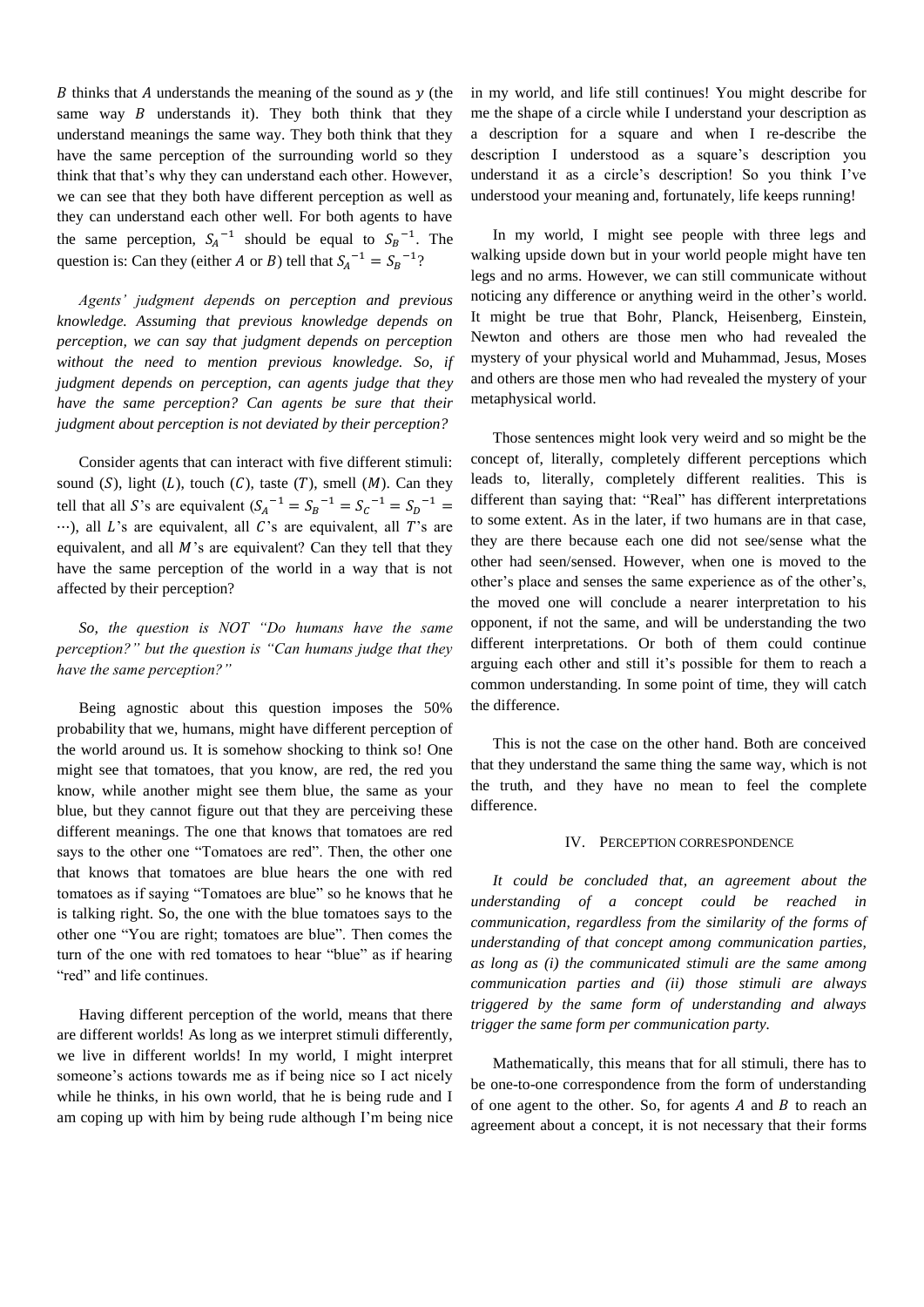$B$ thinks that $A$ understands the meaning of the sound as $y$ (the same way $B$ understands it). They both think that they understand meanings the same way. They both think that they have the same perception of the surrounding world so they think that that's why they can understand each other. However, we can see that they both have different perception as well as they can understand each other well. For both agents to have the same perception, ${S_A}^{-1}$ should be equal to ${S_B}^{-1}$. The question is: Can they (either $A$ or $B$) tell that ${S_A}^{-1} = {S_B}^{-1}$?

*Agents' judgment depends on perception and previous knowledge. Assuming that previous knowledge depends on perception, we can say that judgment depends on perception without the need to mention previous knowledge. So, if judgment depends on perception, can agents judge that they have the same perception? Can agents be sure that their judgment about perception is not deviated by their perception?*

Consider agents that can interact with five different stimuli: sound ($S$), light ($L$), touch ($C$), taste ($T$), smell ($M$). Can they tell that all $S$'s are equivalent (${S_A}^{-1} = {S_B}^{-1} = {S_C}^{-1} = {S_D}^{-1} = \cdots$), all $L$'s are equivalent, all $C$'s are equivalent, all $T$'s are equivalent, and all $M$'s are equivalent? Can they tell that they have the same perception of the world in a way that is not affected by their perception?

*So, the question is NOT "Do humans have the same perception?" but the question is "Can humans judge that they have the same perception?"*

Being agnostic about this question imposes the 50% probability that we, humans, might have different perception of the world around us. It is somehow shocking to think so! One might see that tomatoes, that you know, are red, the red you know, while another might see them blue, the same as your blue, but they cannot figure out that they are perceiving these different meanings. The one that knows that tomatoes are red says to the other one "Tomatoes are red". Then, the other one that knows that tomatoes are blue hears the one with red tomatoes as if saying "Tomatoes are blue" so he knows that he is talking right. So, the one with the blue tomatoes says to the other one "You are right; tomatoes are blue". Then comes the turn of the one with red tomatoes to hear "blue" as if hearing "red" and life continues.

Having different perception of the world, means that there are different worlds! As long as we interpret stimuli differently, we live in different worlds! In my world, I might interpret someone's actions towards me as if being nice so I act nicely while he thinks, in his own world, that he is being rude and I am coping up with him by being rude although I'm being nice in my world, and life still continues! You might describe for me the shape of a circle while I understand your description as a description for a square and when I re-describe the description I understood as a square's description you understand it as a circle's description! So you think I've understood your meaning and, fortunately, life keeps running!

In my world, I might see people with three legs and walking upside down but in your world people might have ten legs and no arms. However, we can still communicate without noticing any difference or anything weird in the other's world. It might be true that Bohr, Planck, Heisenberg, Einstein, Newton and others are those men who had revealed the mystery of your physical world and Muhammad, Jesus, Moses and others are those men who had revealed the mystery of your metaphysical world.

Those sentences might look very weird and so might be the concept of, literally, completely different perceptions which leads to, literally, completely different realities. This is different than saying that: "Real" has different interpretations to some extent. As in the later, if two humans are in that case, they are there because each one did not see/sense what the other had seen/sensed. However, when one is moved to the other's place and senses the same experience as of the other's, the moved one will conclude a nearer interpretation to his opponent, if not the same, and will be understanding the two different interpretations. Or both of them could continue arguing each other and still it's possible for them to reach a common understanding. In some point of time, they will catch the difference.

This is not the case on the other hand. Both are conceived that they understand the same thing the same way, which is not the truth, and they have no mean to feel the complete difference.

## IV. Perception Correspondence

*It could be concluded that, an agreement about the understanding of a concept could be reached in communication, regardless from the similarity of the forms of understanding of that concept among communication parties, as long as (i) the communicated stimuli are the same among communication parties and (ii) those stimuli are always triggered by the same form of understanding and always trigger the same form per communication party.*

Mathematically, this means that for all stimuli, there has to be one-to-one correspondence from the form of understanding of one agent to the other. So, for agents $A$ and $B$ to reach an agreement about a concept, it is not necessary that their forms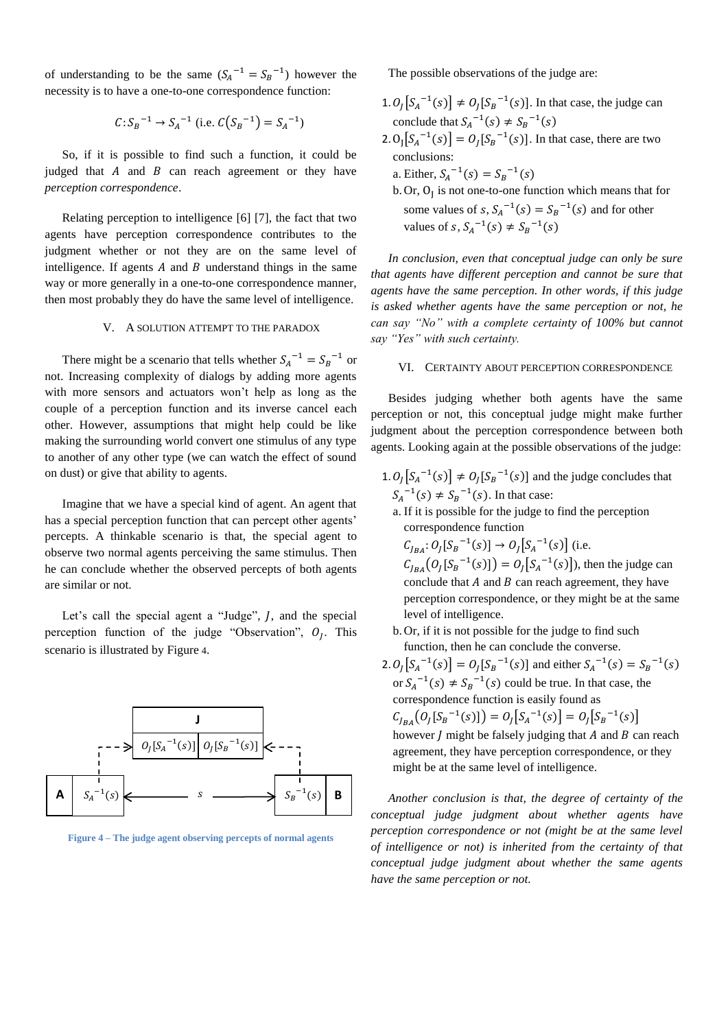of understanding to be the same ($S_A^{-1} = S_B^{-1}$) however the necessity is to have a one-to-one correspondence function:

$$C: S_B^{-1} \rightarrow S_A^{-1} \text{ (i.e. } C(S_B^{-1}) = S_A^{-1}\text{)}$$

So, if it is possible to find such a function, it could be judged that $A$ and $B$ can reach agreement or they have *perception correspondence*.

Relating perception to intelligence [6] [7], the fact that two agents have perception correspondence contributes to the judgment whether or not they are on the same level of intelligence. If agents $A$ and $B$ understand things in the same way or more generally in a one-to-one correspondence manner, then most probably they do have the same level of intelligence.

## V. A SOLUTION ATTEMPT TO THE PARADOX

There might be a scenario that tells whether $S_A^{-1} = S_B^{-1}$ or not. Increasing complexity of dialogs by adding more agents with more sensors and actuators won't help as long as the couple of a perception function and its inverse cancel each other. However, assumptions that might help could be like making the surrounding world convert one stimulus of any type to another of any other type (we can watch the effect of sound on dust) or give that ability to agents.

Imagine that we have a special kind of agent. An agent that has a special perception function that can percept other agents' percepts. A thinkable scenario is that, the special agent to observe two normal agents perceiving the same stimulus. Then he can conclude whether the observed percepts of both agents are similar or not.

Let's call the special agent a "Judge", $J$, and the special perception function of the judge "Observation", $O_J$. This scenario is illustrated by Figure 4.

Figure 4 – The judge agent observing percepts of normal agents

The possible observations of the judge are:

1. $O_J[S_A^{-1}(s)] \neq O_J[S_B^{-1}(s)]$. In that case, the judge can conclude that $S_A^{-1}(s) \neq S_B^{-1}(s)$
2. $O_J[S_A^{-1}(s)] = O_J[S_B^{-1}(s)]$. In that case, there are two conclusions:
   a. Either, $S_A^{-1}(s) = S_B^{-1}(s)$
   b. Or, $O_J$ is not one-to-one function which means that for some values of $s$, $S_A^{-1}(s) = S_B^{-1}(s)$ and for other values of $s$, $S_A^{-1}(s) \neq S_B^{-1}(s)$

*In conclusion, even that conceptual judge can only be sure that agents have different perception and cannot be sure that agents have the same perception. In other words, if this judge is asked whether agents have the same perception or not, he can say "No" with a complete certainty of 100% but cannot say "Yes" with such certainty.*

## VI. CERTAINTY ABOUT PERCEPTION CORRESPONDENCE

Besides judging whether both agents have the same perception or not, this conceptual judge might make further judgment about the perception correspondence between both agents. Looking again at the possible observations of the judge:

1. $O_J[S_A^{-1}(s)] \neq O_J[S_B^{-1}(s)]$ and the judge concludes that $S_A^{-1}(s) \neq S_B^{-1}(s)$. In that case:
   a. If it is possible for the judge to find the perception correspondence function $C_{J_{BA}}: O_J[S_B^{-1}(s)] \rightarrow O_J[S_A^{-1}(s)]$ (i.e. $C_{J_{BA}}(O_J[S_B^{-1}(s)]) = O_J[S_A^{-1}(s)]$), then the judge can conclude that $A$ and $B$ can reach agreement, they have perception correspondence, or they might be at the same level of intelligence.
   b. Or, if it is not possible for the judge to find such function, then he can conclude the converse.
2. $O_J[S_A^{-1}(s)] = O_J[S_B^{-1}(s)]$ and either $S_A^{-1}(s) = S_B^{-1}(s)$ or $S_A^{-1}(s) \neq S_B^{-1}(s)$ could be true. In that case, the correspondence function is easily found as $C_{J_{BA}}(O_J[S_B^{-1}(s)]) = O_J[S_A^{-1}(s)] = O_J[S_B^{-1}(s)]$ however $J$ might be falsely judging that $A$ and $B$ can reach agreement, they have perception correspondence, or they might be at the same level of intelligence.

*Another conclusion is that, the degree of certainty of the conceptual judge judgment about whether agents have perception correspondence or not (might be at the same level of intelligence or not) is inherited from the certainty of that conceptual judge judgment about whether the same agents have the same perception or not.*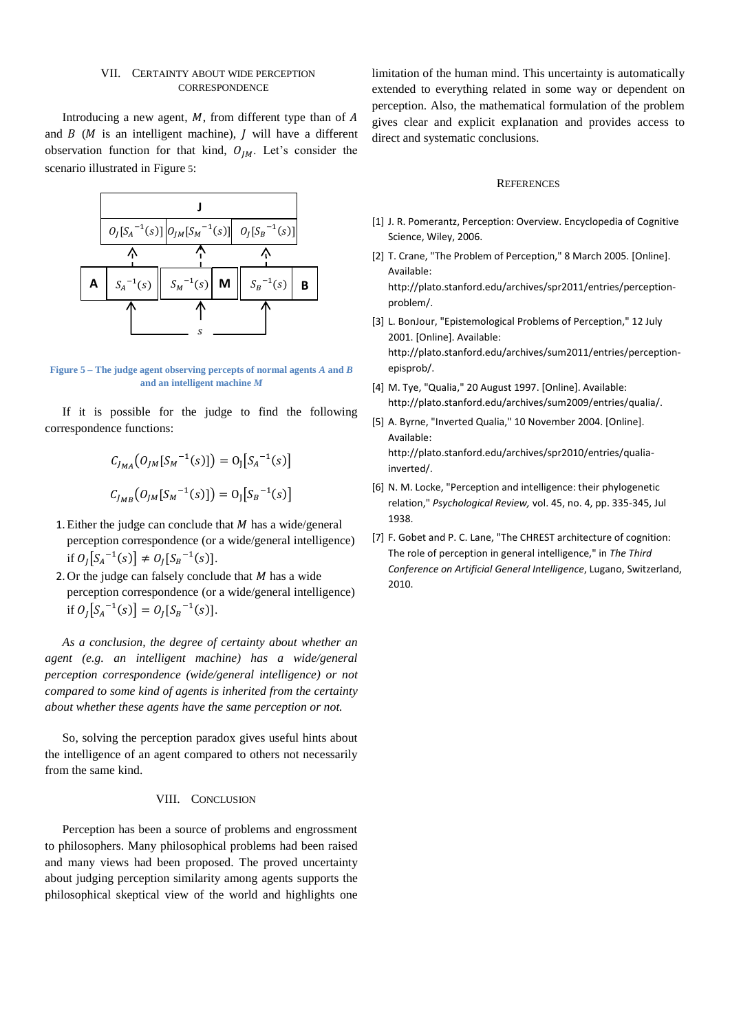## VII. Certainty about Wide Perception Correspondence

Introducing a new agent, $M$, from different type than of $A$ and $B$ ($M$ is an intelligent machine), $J$ will have a different observation function for that kind, $O_{JM}$. Let's consider the scenario illustrated in Figure 5:

J

$O_J[S_A^{-1}(s)]$ $O_{JM}[S_M^{-1}(s)]$ $O_J[S_B^{-1}(s)]$

A $S_A^{-1}(s)$ $S_M^{-1}(s)$ M $S_B^{-1}(s)$ B

$s$

**Figure 5 – The judge agent observing percepts of normal agents *A* and *B* and an intelligent machine *M***

If it is possible for the judge to find the following correspondence functions:

$$C_{J_{MA}}\left(O_{JM}[S_M^{-1}(s)]\right) = O_J\left[S_A^{-1}(s)\right]$$

$$C_{J_{MB}}\left(O_{JM}[S_M^{-1}(s)]\right) = O_J\left[S_B^{-1}(s)\right]$$

1. Either the judge can conclude that $M$ has a wide/general perception correspondence (or a wide/general intelligence) if $O_J\left[S_A^{-1}(s)\right] \neq O_J[S_B^{-1}(s)]$.
2. Or the judge can falsely conclude that $M$ has a wide perception correspondence (or a wide/general intelligence) if $O_J\left[S_A^{-1}(s)\right] = O_J[S_B^{-1}(s)]$.

*As a conclusion, the degree of certainty about whether an agent (e.g. an intelligent machine) has a wide/general perception correspondence (wide/general intelligence) or not compared to some kind of agents is inherited from the certainty about whether these agents have the same perception or not.*

So, solving the perception paradox gives useful hints about the intelligence of an agent compared to others not necessarily from the same kind.

## VIII. Conclusion

Perception has been a source of problems and engrossment to philosophers. Many philosophical problems had been raised and many views had been proposed. The proved uncertainty about judging perception similarity among agents supports the philosophical skeptical view of the world and highlights one limitation of the human mind. This uncertainty is automatically extended to everything related in some way or dependent on perception. Also, the mathematical formulation of the problem gives clear and explicit explanation and provides access to direct and systematic conclusions.

## References

[1] J. R. Pomerantz, Perception: Overview. Encyclopedia of Cognitive Science, Wiley, 2006.

[2] T. Crane, "The Problem of Perception," 8 March 2005. [Online]. Available: http://plato.stanford.edu/archives/spr2011/entries/perception-problem/.

[3] L. BonJour, "Epistemological Problems of Perception," 12 July 2001. [Online]. Available: http://plato.stanford.edu/archives/sum2011/entries/perception-episprob/.

[4] M. Tye, "Qualia," 20 August 1997. [Online]. Available: http://plato.stanford.edu/archives/sum2009/entries/qualia/.

[5] A. Byrne, "Inverted Qualia," 10 November 2004. [Online]. Available: http://plato.stanford.edu/archives/spr2010/entries/qualia-inverted/.

[6] N. M. Locke, "Perception and intelligence: their phylogenetic relation," *Psychological Review,* vol. 45, no. 4, pp. 335-345, Jul 1938.

[7] F. Gobet and P. C. Lane, "The CHREST architecture of cognition: The role of perception in general intelligence," in *The Third Conference on Artificial General Intelligence*, Lugano, Switzerland, 2010.